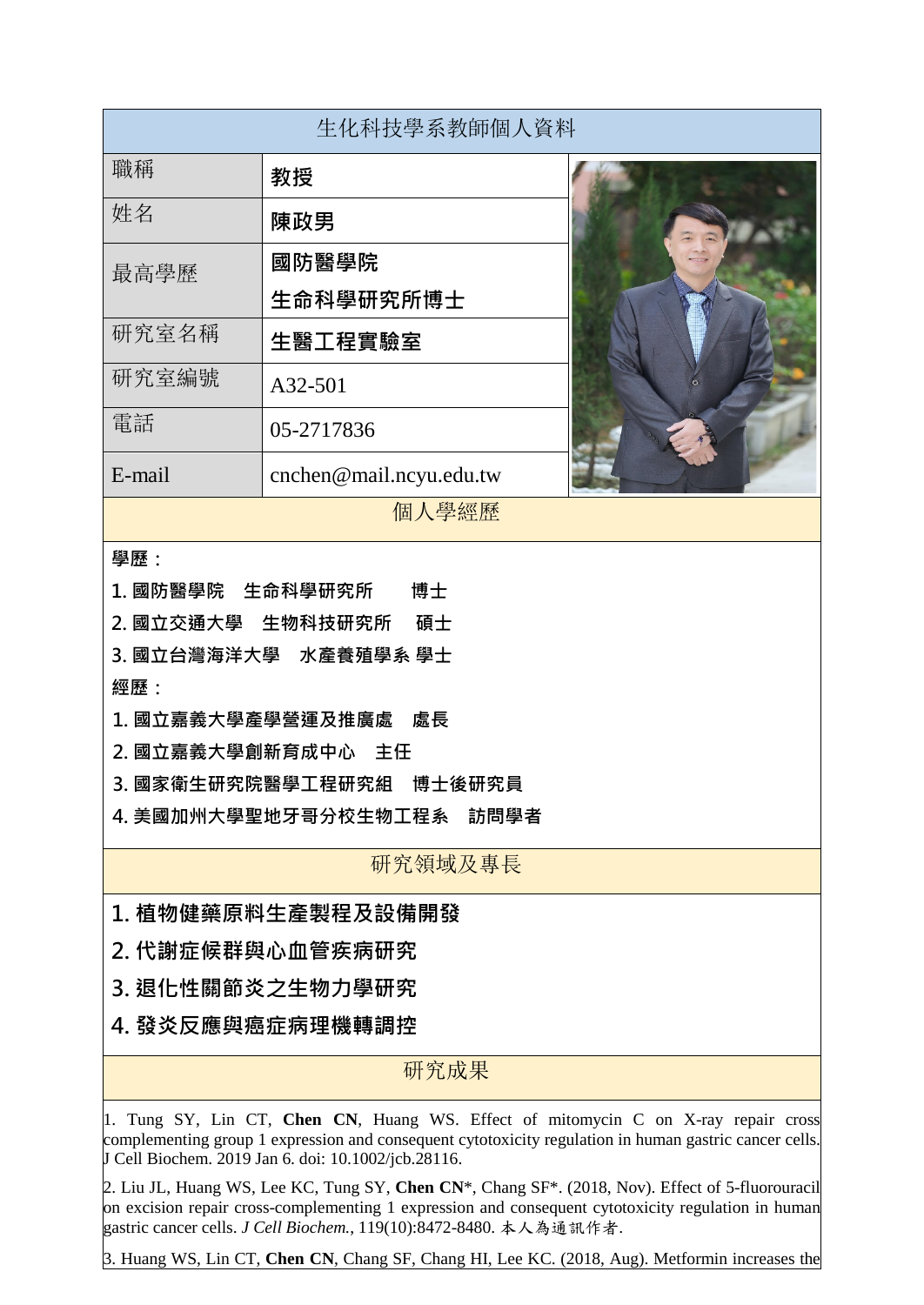# 生化科技學系教師個人資料

| 職稱 | 教授 |
| --- | --- |
| 姓名 | 陳政男 |
| 最高學歷 | 國防醫學院<br>生命科學研究所博士 |
| 研究室名稱 | 生醫工程實驗室 |
| 研究室編號 | A32-501 |
| 電話 | 05-2717836 |
| E-mail | cnchen@mail.ncyu.edu.tw |

## 個人學經歷

**學歷：**

1. 國防醫學院　生命科學研究所　　博士
2. 國立交通大學　生物科技研究所　碩士
3. 國立台灣海洋大學　水產養殖學系 學士

**經歷：**

1. 國立嘉義大學產學營運及推廣處　處長
2. 國立嘉義大學創新育成中心　主任
3. 國家衛生研究院醫學工程研究組　博士後研究員
4. 美國加州大學聖地牙哥分校生物工程系　訪問學者

## 研究領域及專長

1. 植物健藥原料生產製程及設備開發
2. 代謝症候群與心血管疾病研究
3. 退化性關節炎之生物力學研究
4. 發炎反應與癌症病理機轉調控

## 研究成果

1. Tung SY, Lin CT, **Chen CN**, Huang WS. Effect of mitomycin C on X-ray repair cross complementing group 1 expression and consequent cytotoxicity regulation in human gastric cancer cells. J Cell Biochem. 2019 Jan 6. doi: 10.1002/jcb.28116.

2. Liu JL, Huang WS, Lee KC, Tung SY, **Chen CN***, Chang SF*. (2018, Nov). Effect of 5-fluorouracil on excision repair cross-complementing 1 expression and consequent cytotoxicity regulation in human gastric cancer cells. *J Cell Biochem.*, 119(10):8472-8480. 本人為通訊作者.

3. Huang WS, Lin CT, **Chen CN**, Chang SF, Chang HI, Lee KC. (2018, Aug). Metformin increases the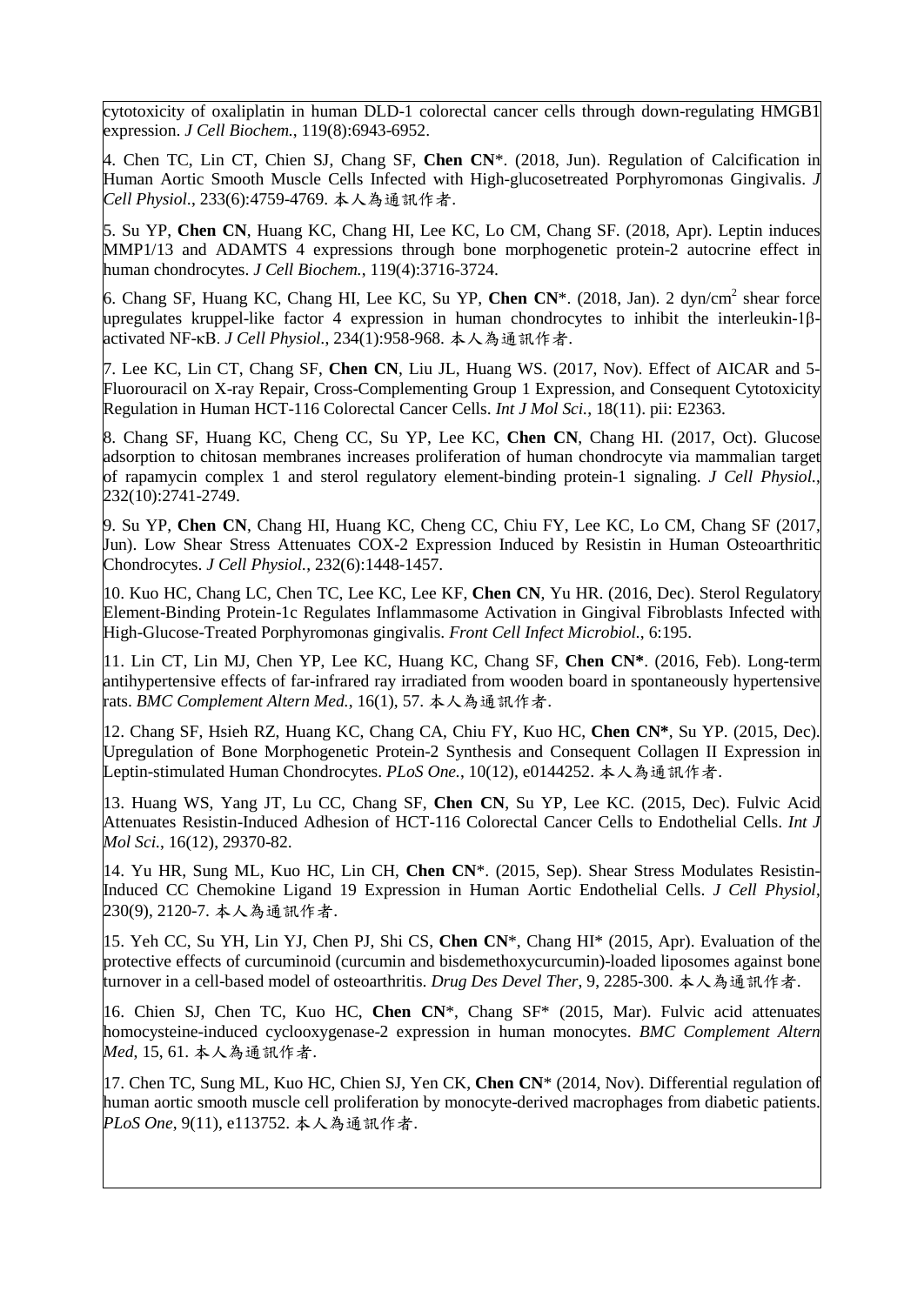cytotoxicity of oxaliplatin in human DLD-1 colorectal cancer cells through down-regulating HMGB1 expression. *J Cell Biochem.*, 119(8):6943-6952.

4. Chen TC, Lin CT, Chien SJ, Chang SF, **Chen CN***. (2018, Jun). Regulation of Calcification in Human Aortic Smooth Muscle Cells Infected with High-glucosetreated Porphyromonas Gingivalis. *J Cell Physiol.*, 233(6):4759-4769. 本人為通訊作者.

5. Su YP, **Chen CN**, Huang KC, Chang HI, Lee KC, Lo CM, Chang SF. (2018, Apr). Leptin induces MMP1/13 and ADAMTS 4 expressions through bone morphogenetic protein-2 autocrine effect in human chondrocytes. *J Cell Biochem.*, 119(4):3716-3724.

6. Chang SF, Huang KC, Chang HI, Lee KC, Su YP, **Chen CN***. (2018, Jan). 2 dyn/cm$^2$ shear force upregulates kruppel-like factor 4 expression in human chondrocytes to inhibit the interleukin-1β-activated NF-κB. *J Cell Physiol.*, 234(1):958-968. 本人為通訊作者.

7. Lee KC, Lin CT, Chang SF, **Chen CN**, Liu JL, Huang WS. (2017, Nov). Effect of AICAR and 5-Fluorouracil on X-ray Repair, Cross-Complementing Group 1 Expression, and Consequent Cytotoxicity Regulation in Human HCT-116 Colorectal Cancer Cells. *Int J Mol Sci.*, 18(11). pii: E2363.

8. Chang SF, Huang KC, Cheng CC, Su YP, Lee KC, **Chen CN**, Chang HI. (2017, Oct). Glucose adsorption to chitosan membranes increases proliferation of human chondrocyte via mammalian target of rapamycin complex 1 and sterol regulatory element-binding protein-1 signaling. *J Cell Physiol.*, 232(10):2741-2749.

9. Su YP, **Chen CN**, Chang HI, Huang KC, Cheng CC, Chiu FY, Lee KC, Lo CM, Chang SF (2017, Jun). Low Shear Stress Attenuates COX-2 Expression Induced by Resistin in Human Osteoarthritic Chondrocytes. *J Cell Physiol.*, 232(6):1448-1457.

10. Kuo HC, Chang LC, Chen TC, Lee KC, Lee KF, **Chen CN**, Yu HR. (2016, Dec). Sterol Regulatory Element-Binding Protein-1c Regulates Inflammasome Activation in Gingival Fibroblasts Infected with High-Glucose-Treated Porphyromonas gingivalis. *Front Cell Infect Microbiol.*, 6:195.

11. Lin CT, Lin MJ, Chen YP, Lee KC, Huang KC, Chang SF, **Chen CN***. (2016, Feb). Long-term antihypertensive effects of far-infrared ray irradiated from wooden board in spontaneously hypertensive rats. *BMC Complement Altern Med.*, 16(1), 57. 本人為通訊作者.

12. Chang SF, Hsieh RZ, Huang KC, Chang CA, Chiu FY, Kuo HC, **Chen CN***, Su YP. (2015, Dec). Upregulation of Bone Morphogenetic Protein-2 Synthesis and Consequent Collagen II Expression in Leptin-stimulated Human Chondrocytes. *PLoS One.*, 10(12), e0144252. 本人為通訊作者.

13. Huang WS, Yang JT, Lu CC, Chang SF, **Chen CN**, Su YP, Lee KC. (2015, Dec). Fulvic Acid Attenuates Resistin-Induced Adhesion of HCT-116 Colorectal Cancer Cells to Endothelial Cells. *Int J Mol Sci.*, 16(12), 29370-82.

14. Yu HR, Sung ML, Kuo HC, Lin CH, **Chen CN***. (2015, Sep). Shear Stress Modulates Resistin-Induced CC Chemokine Ligand 19 Expression in Human Aortic Endothelial Cells. *J Cell Physiol*, 230(9), 2120-7. 本人為通訊作者.

15. Yeh CC, Su YH, Lin YJ, Chen PJ, Shi CS, **Chen CN***, Chang HI* (2015, Apr). Evaluation of the protective effects of curcuminoid (curcumin and bisdemethoxycurcumin)-loaded liposomes against bone turnover in a cell-based model of osteoarthritis. *Drug Des Devel Ther*, 9, 2285-300. 本人為通訊作者.

16. Chien SJ, Chen TC, Kuo HC, **Chen CN***, Chang SF* (2015, Mar). Fulvic acid attenuates homocysteine-induced cyclooxygenase-2 expression in human monocytes. *BMC Complement Altern Med*, 15, 61. 本人為通訊作者.

17. Chen TC, Sung ML, Kuo HC, Chien SJ, Yen CK, **Chen CN*** (2014, Nov). Differential regulation of human aortic smooth muscle cell proliferation by monocyte-derived macrophages from diabetic patients. *PLoS One*, 9(11), e113752. 本人為通訊作者.